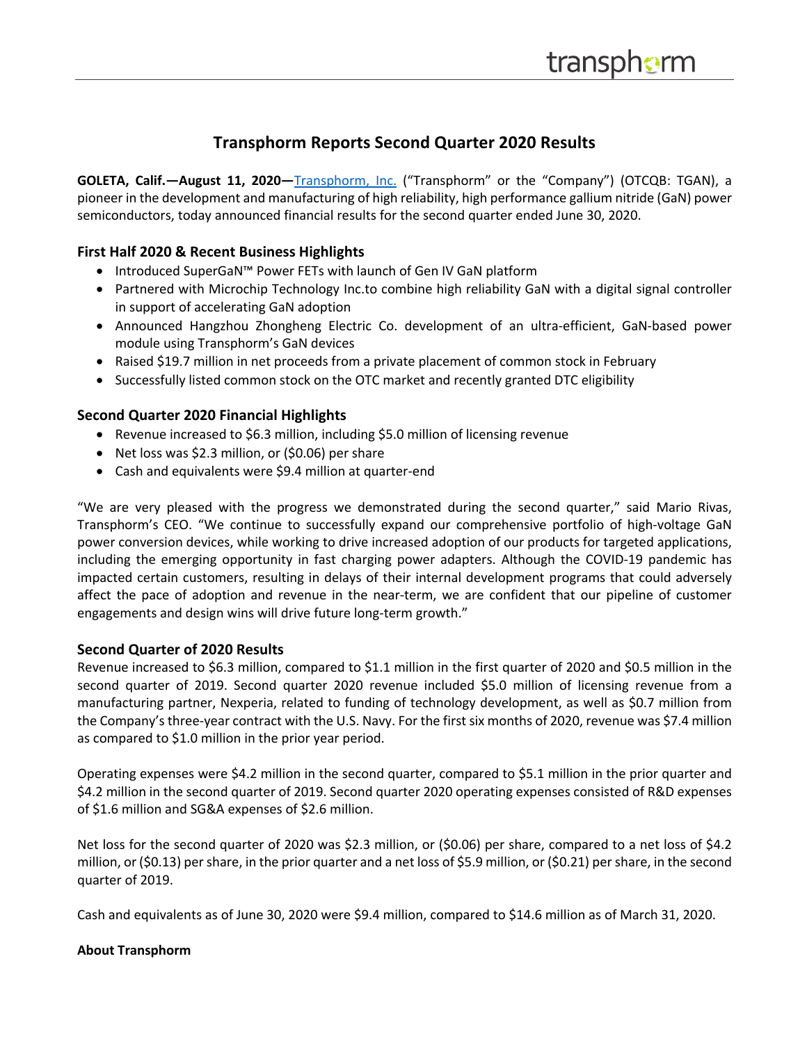# Transphorm Reports Second Quarter 2020 Results

**GOLETA, Calif.—August 11, 2020—**Transphorm, Inc. ("Transphorm" or the "Company") (OTCQB: TGAN), a pioneer in the development and manufacturing of high reliability, high performance gallium nitride (GaN) power semiconductors, today announced financial results for the second quarter ended June 30, 2020.

### First Half 2020 & Recent Business Highlights

- Introduced SuperGaN™ Power FETs with launch of Gen IV GaN platform
- Partnered with Microchip Technology Inc.to combine high reliability GaN with a digital signal controller in support of accelerating GaN adoption
- Announced Hangzhou Zhongheng Electric Co. development of an ultra-efficient, GaN-based power module using Transphorm's GaN devices
- Raised $19.7 million in net proceeds from a private placement of common stock in February
- Successfully listed common stock on the OTC market and recently granted DTC eligibility

### Second Quarter 2020 Financial Highlights

- Revenue increased to $6.3 million, including $5.0 million of licensing revenue
- Net loss was $2.3 million, or ($0.06) per share
- Cash and equivalents were $9.4 million at quarter-end

"We are very pleased with the progress we demonstrated during the second quarter," said Mario Rivas, Transphorm's CEO. "We continue to successfully expand our comprehensive portfolio of high-voltage GaN power conversion devices, while working to drive increased adoption of our products for targeted applications, including the emerging opportunity in fast charging power adapters. Although the COVID-19 pandemic has impacted certain customers, resulting in delays of their internal development programs that could adversely affect the pace of adoption and revenue in the near-term, we are confident that our pipeline of customer engagements and design wins will drive future long-term growth."

### Second Quarter of 2020 Results

Revenue increased to $6.3 million, compared to $1.1 million in the first quarter of 2020 and $0.5 million in the second quarter of 2019. Second quarter 2020 revenue included $5.0 million of licensing revenue from a manufacturing partner, Nexperia, related to funding of technology development, as well as $0.7 million from the Company's three-year contract with the U.S. Navy. For the first six months of 2020, revenue was $7.4 million as compared to $1.0 million in the prior year period.

Operating expenses were $4.2 million in the second quarter, compared to $5.1 million in the prior quarter and $4.2 million in the second quarter of 2019. Second quarter 2020 operating expenses consisted of R&D expenses of $1.6 million and SG&A expenses of $2.6 million.

Net loss for the second quarter of 2020 was $2.3 million, or ($0.06) per share, compared to a net loss of $4.2 million, or ($0.13) per share, in the prior quarter and a net loss of $5.9 million, or ($0.21) per share, in the second quarter of 2019.

Cash and equivalents as of June 30, 2020 were $9.4 million, compared to $14.6 million as of March 31, 2020.

**About Transphorm**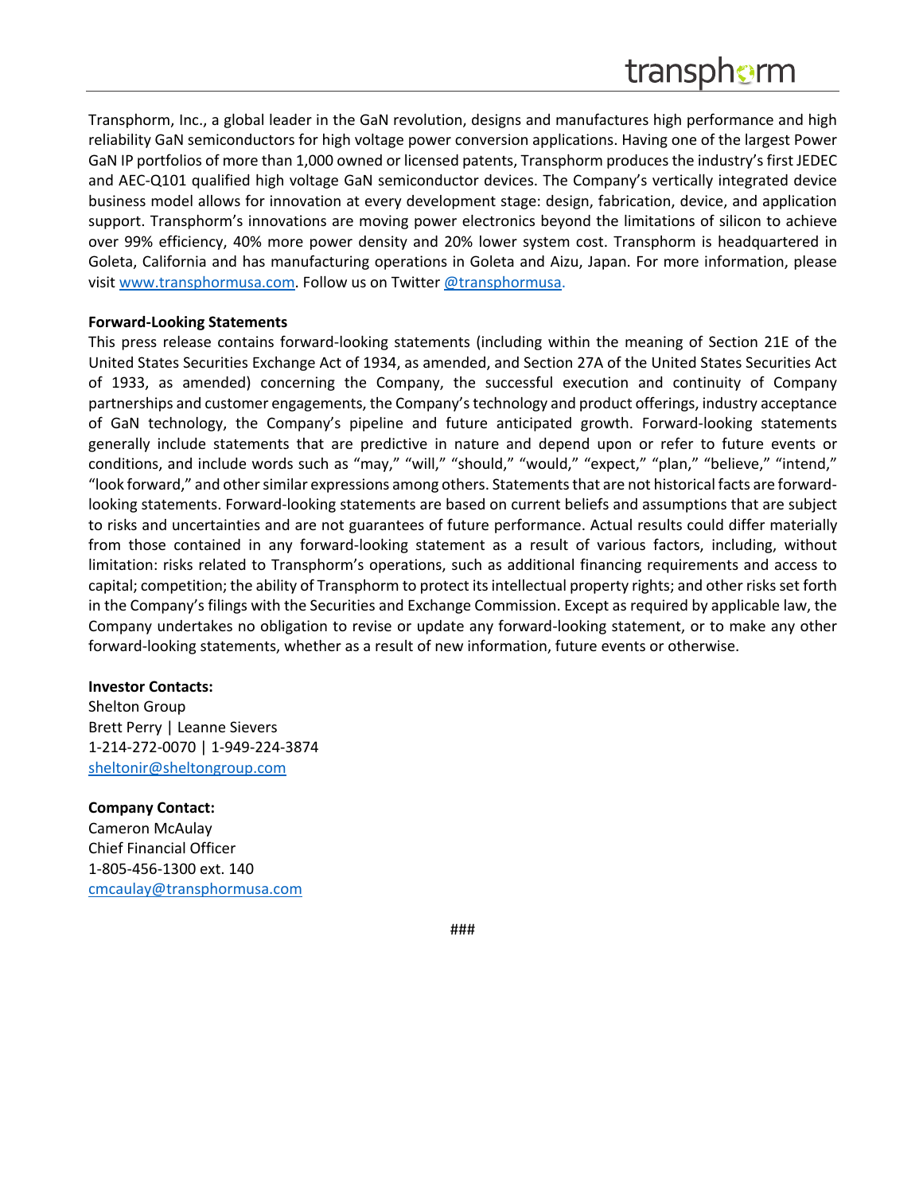Transphorm, Inc., a global leader in the GaN revolution, designs and manufactures high performance and high reliability GaN semiconductors for high voltage power conversion applications. Having one of the largest Power GaN IP portfolios of more than 1,000 owned or licensed patents, Transphorm produces the industry's first JEDEC and AEC-Q101 qualified high voltage GaN semiconductor devices. The Company's vertically integrated device business model allows for innovation at every development stage: design, fabrication, device, and application support. Transphorm's innovations are moving power electronics beyond the limitations of silicon to achieve over 99% efficiency, 40% more power density and 20% lower system cost. Transphorm is headquartered in Goleta, California and has manufacturing operations in Goleta and Aizu, Japan. For more information, please visit [www.transphormusa.com](www.transphormusa.com). Follow us on Twitter [@transphormusa](@transphormusa).

**Forward-Looking Statements**

This press release contains forward-looking statements (including within the meaning of Section 21E of the United States Securities Exchange Act of 1934, as amended, and Section 27A of the United States Securities Act of 1933, as amended) concerning the Company, the successful execution and continuity of Company partnerships and customer engagements, the Company's technology and product offerings, industry acceptance of GaN technology, the Company's pipeline and future anticipated growth. Forward-looking statements generally include statements that are predictive in nature and depend upon or refer to future events or conditions, and include words such as "may," "will," "should," "would," "expect," "plan," "believe," "intend," "look forward," and other similar expressions among others. Statements that are not historical facts are forward-looking statements. Forward-looking statements are based on current beliefs and assumptions that are subject to risks and uncertainties and are not guarantees of future performance. Actual results could differ materially from those contained in any forward-looking statement as a result of various factors, including, without limitation: risks related to Transphorm's operations, such as additional financing requirements and access to capital; competition; the ability of Transphorm to protect its intellectual property rights; and other risks set forth in the Company's filings with the Securities and Exchange Commission. Except as required by applicable law, the Company undertakes no obligation to revise or update any forward-looking statement, or to make any other forward-looking statements, whether as a result of new information, future events or otherwise.

**Investor Contacts:**
Shelton Group
Brett Perry | Leanne Sievers
1-214-272-0070 | 1-949-224-3874
[sheltonir@sheltongroup.com](mailto:sheltonir@sheltongroup.com)

**Company Contact:**
Cameron McAulay
Chief Financial Officer
1-805-456-1300 ext. 140
[cmcaulay@transphormusa.com](mailto:cmcaulay@transphormusa.com)

###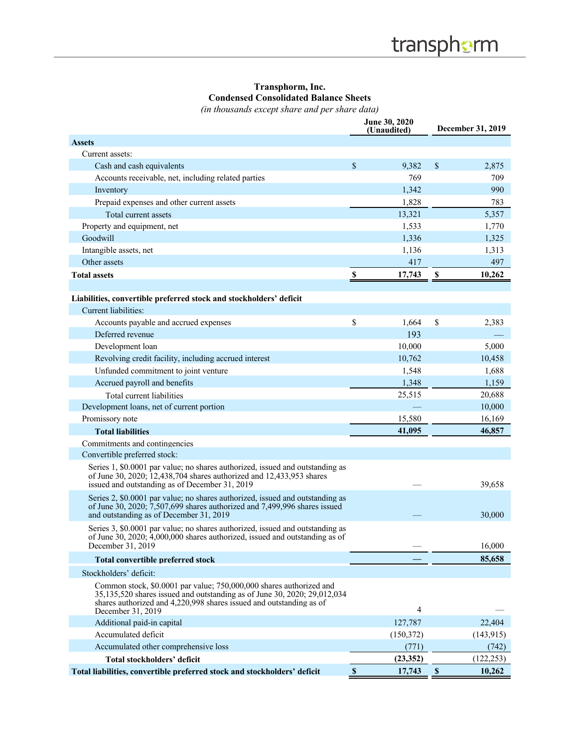**Transphorm, Inc.**
**Condensed Consolidated Balance Sheets**
*(in thousands except share and per share data)*

| | June 30, 2020 (Unaudited) | December 31, 2019 |
|---|---|---|
| **Assets** | | |
| Current assets: | | |
| Cash and cash equivalents | $ 9,382 | $ 2,875 |
| Accounts receivable, net, including related parties | 769 | 709 |
| Inventory | 1,342 | 990 |
| Prepaid expenses and other current assets | 1,828 | 783 |
| Total current assets | 13,321 | 5,357 |
| Property and equipment, net | 1,533 | 1,770 |
| Goodwill | 1,336 | 1,325 |
| Intangible assets, net | 1,136 | 1,313 |
| Other assets | 417 | 497 |
| **Total assets** | **$ 17,743** | **$ 10,262** |
| | | |
| **Liabilities, convertible preferred stock and stockholders' deficit** | | |
| Current liabilities: | | |
| Accounts payable and accrued expenses | $ 1,664 | $ 2,383 |
| Deferred revenue | 193 | — |
| Development loan | 10,000 | 5,000 |
| Revolving credit facility, including accrued interest | 10,762 | 10,458 |
| Unfunded commitment to joint venture | 1,548 | 1,688 |
| Accrued payroll and benefits | 1,348 | 1,159 |
| Total current liabilities | 25,515 | 20,688 |
| Development loans, net of current portion | — | 10,000 |
| Promissory note | 15,580 | 16,169 |
| **Total liabilities** | **41,095** | **46,857** |
| Commitments and contingencies | | |
| Convertible preferred stock: | | |
| Series 1, \$0.0001 par value; no shares authorized, issued and outstanding as of June 30, 2020; 12,438,704 shares authorized and 12,433,953 shares issued and outstanding as of December 31, 2019 | — | 39,658 |
| Series 2, \$0.0001 par value; no shares authorized, issued and outstanding as of June 30, 2020; 7,507,699 shares authorized and 7,499,996 shares issued and outstanding as of December 31, 2019 | — | 30,000 |
| Series 3, \$0.0001 par value; no shares authorized, issued and outstanding as of June 30, 2020; 4,000,000 shares authorized, issued and outstanding as of December 31, 2019 | — | 16,000 |
| **Total convertible preferred stock** | **—** | **85,658** |
| Stockholders' deficit: | | |
| Common stock, \$0.0001 par value; 750,000,000 shares authorized and 35,135,520 shares issued and outstanding as of June 30, 2020; 29,012,034 shares authorized and 4,220,998 shares issued and outstanding as of December 31, 2019 | 4 | — |
| Additional paid-in capital | 127,787 | 22,404 |
| Accumulated deficit | (150,372) | (143,915) |
| Accumulated other comprehensive loss | (771) | (742) |
| **Total stockholders' deficit** | **(23,352)** | (122,253) |
| **Total liabilities, convertible preferred stock and stockholders' deficit** | **$ 17,743** | **$ 10,262** |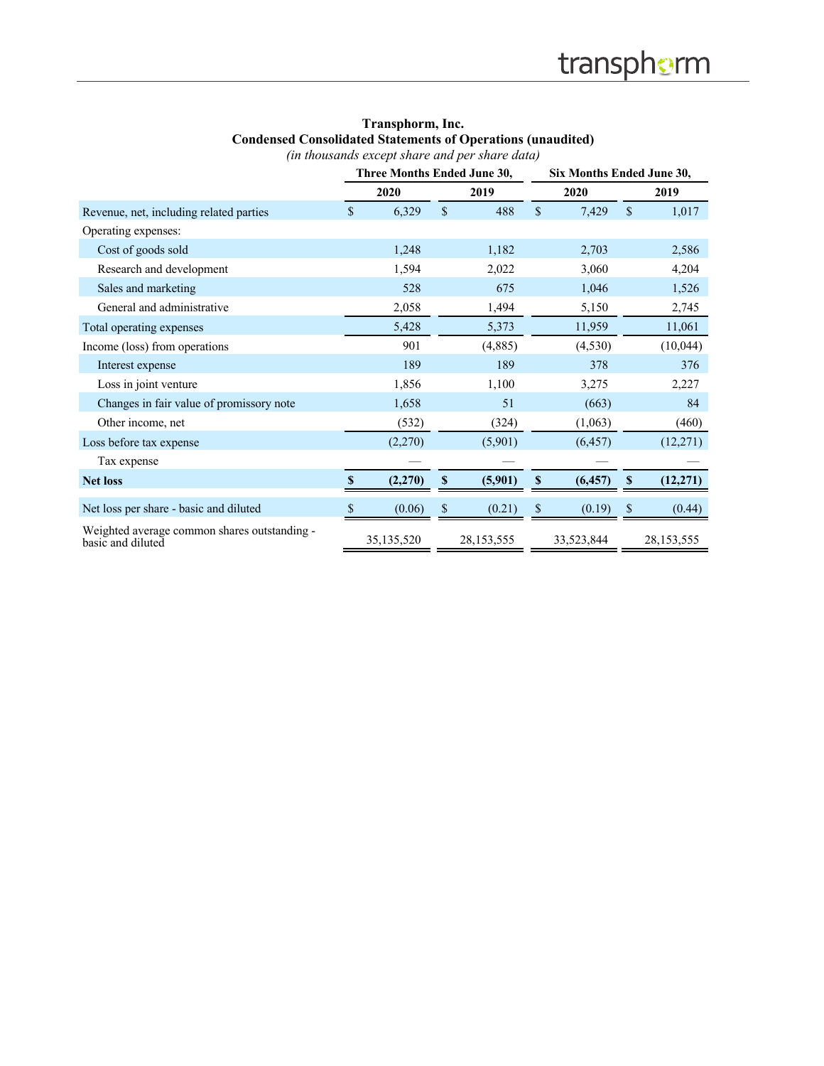**Transphorm, Inc.**
**Condensed Consolidated Statements of Operations (unaudited)**
*(in thousands except share and per share data)*

| | Three Months Ended June 30, | | Six Months Ended June 30, | |
|---|---|---|---|---|
| | 2020 | 2019 | 2020 | 2019 |
| Revenue, net, including related parties | $ 6,329 | $ 488 | $ 7,429 | $ 1,017 |
| Operating expenses: | | | | |
| Cost of goods sold | 1,248 | 1,182 | 2,703 | 2,586 |
| Research and development | 1,594 | 2,022 | 3,060 | 4,204 |
| Sales and marketing | 528 | 675 | 1,046 | 1,526 |
| General and administrative | 2,058 | 1,494 | 5,150 | 2,745 |
| Total operating expenses | 5,428 | 5,373 | 11,959 | 11,061 |
| Income (loss) from operations | 901 | (4,885) | (4,530) | (10,044) |
| Interest expense | 189 | 189 | 378 | 376 |
| Loss in joint venture | 1,856 | 1,100 | 3,275 | 2,227 |
| Changes in fair value of promissory note | 1,658 | 51 | (663) | 84 |
| Other income, net | (532) | (324) | (1,063) | (460) |
| Loss before tax expense | (2,270) | (5,901) | (6,457) | (12,271) |
| Tax expense | — | — | — | — |
| **Net loss** | **$ (2,270)** | **$ (5,901)** | **$ (6,457)** | **$ (12,271)** |
| Net loss per share - basic and diluted | $ (0.06) | $ (0.21) | $ (0.19) | $ (0.44) |
| Weighted average common shares outstanding - basic and diluted | 35,135,520 | 28,153,555 | 33,523,844 | 28,153,555 |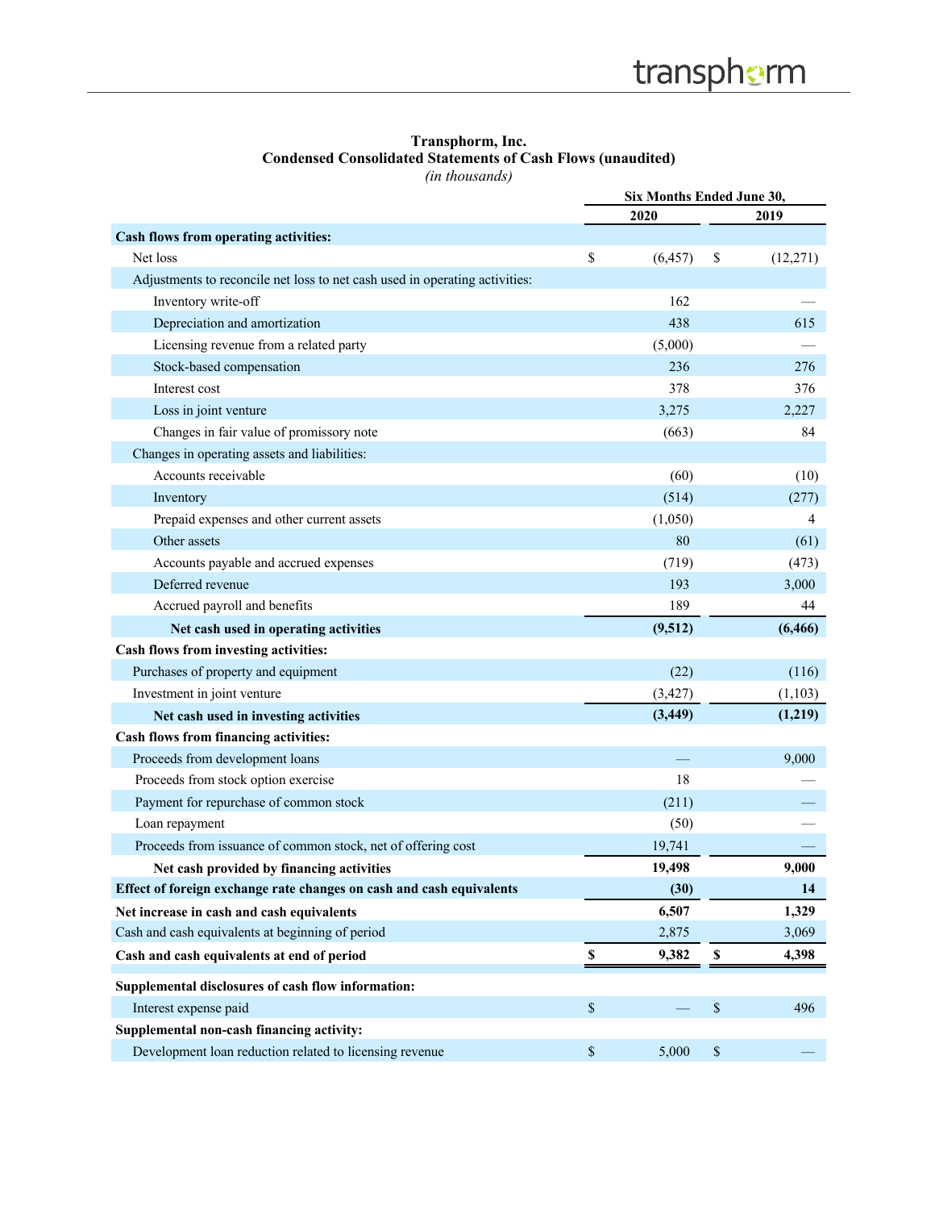**Transphorm, Inc.**
**Condensed Consolidated Statements of Cash Flows (unaudited)**
*(in thousands)*

| | Six Months Ended June 30, | |
|---|---|---|
| | 2020 | 2019 |
| **Cash flows from operating activities:** | | |
| Net loss | $ (6,457) | $ (12,271) |
| Adjustments to reconcile net loss to net cash used in operating activities: | | |
| Inventory write-off | 162 | — |
| Depreciation and amortization | 438 | 615 |
| Licensing revenue from a related party | (5,000) | — |
| Stock-based compensation | 236 | 276 |
| Interest cost | 378 | 376 |
| Loss in joint venture | 3,275 | 2,227 |
| Changes in fair value of promissory note | (663) | 84 |
| Changes in operating assets and liabilities: | | |
| Accounts receivable | (60) | (10) |
| Inventory | (514) | (277) |
| Prepaid expenses and other current assets | (1,050) | 4 |
| Other assets | 80 | (61) |
| Accounts payable and accrued expenses | (719) | (473) |
| Deferred revenue | 193 | 3,000 |
| Accrued payroll and benefits | 189 | 44 |
| **Net cash used in operating activities** | **(9,512)** | **(6,466)** |
| **Cash flows from investing activities:** | | |
| Purchases of property and equipment | (22) | (116) |
| Investment in joint venture | (3,427) | (1,103) |
| **Net cash used in investing activities** | **(3,449)** | **(1,219)** |
| **Cash flows from financing activities:** | | |
| Proceeds from development loans | — | 9,000 |
| Proceeds from stock option exercise | 18 | — |
| Payment for repurchase of common stock | (211) | — |
| Loan repayment | (50) | — |
| Proceeds from issuance of common stock, net of offering cost | 19,741 | — |
| **Net cash provided by financing activities** | **19,498** | **9,000** |
| **Effect of foreign exchange rate changes on cash and cash equivalents** | **(30)** | **14** |
| **Net increase in cash and cash equivalents** | **6,507** | **1,329** |
| Cash and cash equivalents at beginning of period | 2,875 | 3,069 |
| **Cash and cash equivalents at end of period** | **$ 9,382** | **$ 4,398** |
| **Supplemental disclosures of cash flow information:** | | |
| Interest expense paid | $ — | $ 496 |
| **Supplemental non-cash financing activity:** | | |
| Development loan reduction related to licensing revenue | $ 5,000 | $ — |